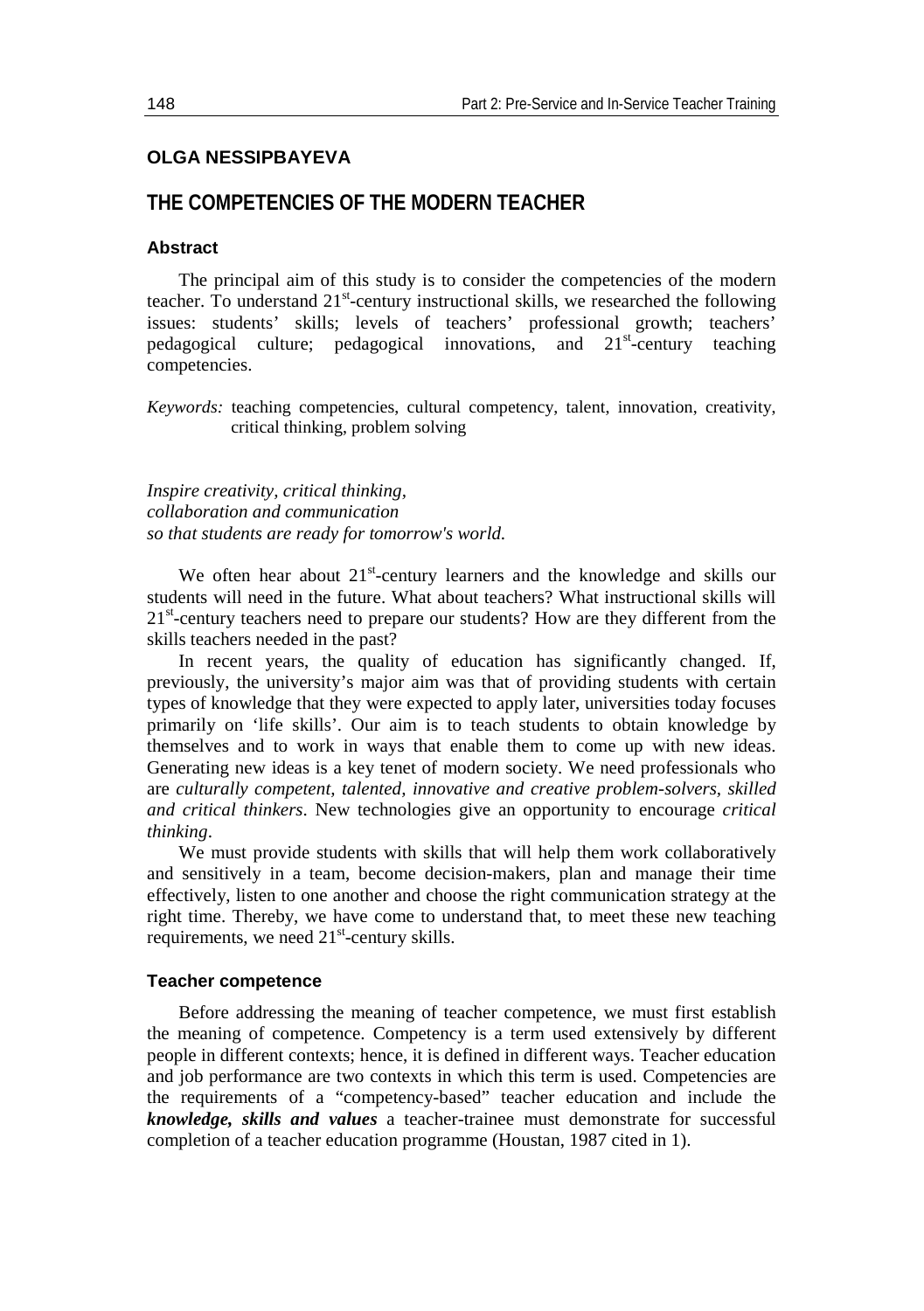**OLGA NESSIPBAYEVA**

# THE COMPETENCIES OF THE MODERN TEACHER

### Abstract

The principal aim of this study is to consider the competencies of the modern teacher. To understand 21st-century instructional skills, we researched the following issues: students' skills; levels of teachers' professional growth; teachers' pedagogical culture; pedagogical innovations, and 21st-century teaching competencies.

*Keywords:* teaching competencies, cultural competency, talent, innovation, creativity, critical thinking, problem solving

*Inspire creativity, critical thinking,*
*collaboration and communication*
*so that students are ready for tomorrow's world.*

We often hear about 21st-century learners and the knowledge and skills our students will need in the future. What about teachers? What instructional skills will 21st-century teachers need to prepare our students? How are they different from the skills teachers needed in the past?

In recent years, the quality of education has significantly changed. If, previously, the university's major aim was that of providing students with certain types of knowledge that they were expected to apply later, universities today focuses primarily on 'life skills'. Our aim is to teach students to obtain knowledge by themselves and to work in ways that enable them to come up with new ideas. Generating new ideas is a key tenet of modern society. We need professionals who are *culturally competent, talented, innovative and creative problem-solvers, skilled and critical thinkers*. New technologies give an opportunity to encourage *critical thinking*.

We must provide students with skills that will help them work collaboratively and sensitively in a team, become decision-makers, plan and manage their time effectively, listen to one another and choose the right communication strategy at the right time. Thereby, we have come to understand that, to meet these new teaching requirements, we need 21st-century skills.

### Teacher competence

Before addressing the meaning of teacher competence, we must first establish the meaning of competence. Competency is a term used extensively by different people in different contexts; hence, it is defined in different ways. Teacher education and job performance are two contexts in which this term is used. Competencies are the requirements of a "competency-based" teacher education and include the ***knowledge, skills and values*** a teacher-trainee must demonstrate for successful completion of a teacher education programme (Houstan, 1987 cited in 1).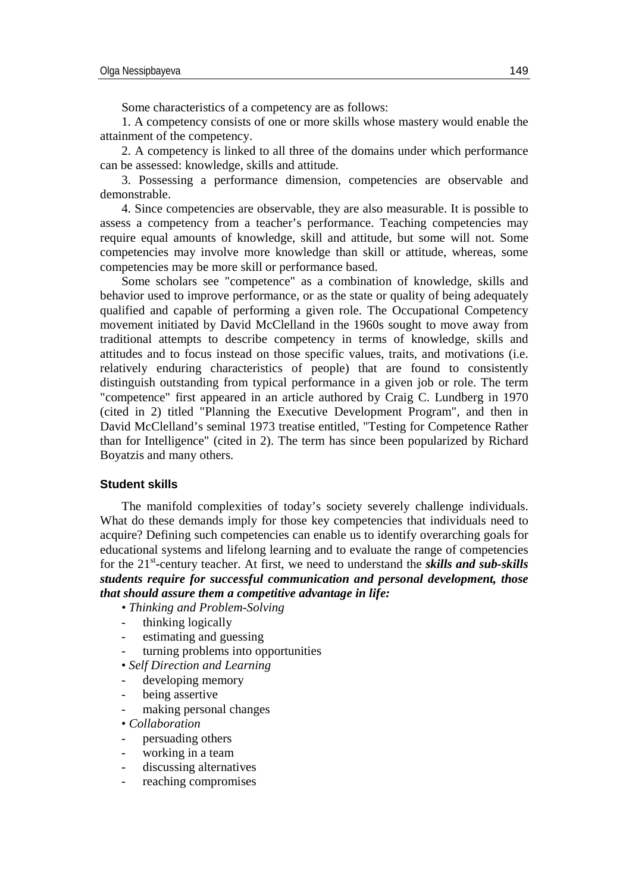Some characteristics of a competency are as follows:

1. A competency consists of one or more skills whose mastery would enable the attainment of the competency.

2. A competency is linked to all three of the domains under which performance can be assessed: knowledge, skills and attitude.

3. Possessing a performance dimension, competencies are observable and demonstrable.

4. Since competencies are observable, they are also measurable. It is possible to assess a competency from a teacher's performance. Teaching competencies may require equal amounts of knowledge, skill and attitude, but some will not. Some competencies may involve more knowledge than skill or attitude, whereas, some competencies may be more skill or performance based.

Some scholars see "competence" as a combination of knowledge, skills and behavior used to improve performance, or as the state or quality of being adequately qualified and capable of performing a given role. The Occupational Competency movement initiated by David McClelland in the 1960s sought to move away from traditional attempts to describe competency in terms of knowledge, skills and attitudes and to focus instead on those specific values, traits, and motivations (i.e. relatively enduring characteristics of people) that are found to consistently distinguish outstanding from typical performance in a given job or role. The term "competence" first appeared in an article authored by Craig C. Lundberg in 1970 (cited in 2) titled "Planning the Executive Development Program", and then in David McClelland's seminal 1973 treatise entitled, "Testing for Competence Rather than for Intelligence" (cited in 2). The term has since been popularized by Richard Boyatzis and many others.

### Student skills

The manifold complexities of today's society severely challenge individuals. What do these demands imply for those key competencies that individuals need to acquire? Defining such competencies can enable us to identify overarching goals for educational systems and lifelong learning and to evaluate the range of competencies for the 21st-century teacher. At first, we need to understand the ***skills and sub-skills students require for successful communication and personal development, those that should assure them a competitive advantage in life:***

• *Thinking and Problem-Solving*
- thinking logically
- estimating and guessing
- turning problems into opportunities

• *Self Direction and Learning*
- developing memory
- being assertive
- making personal changes

• *Collaboration*
- persuading others
- working in a team
- discussing alternatives
- reaching compromises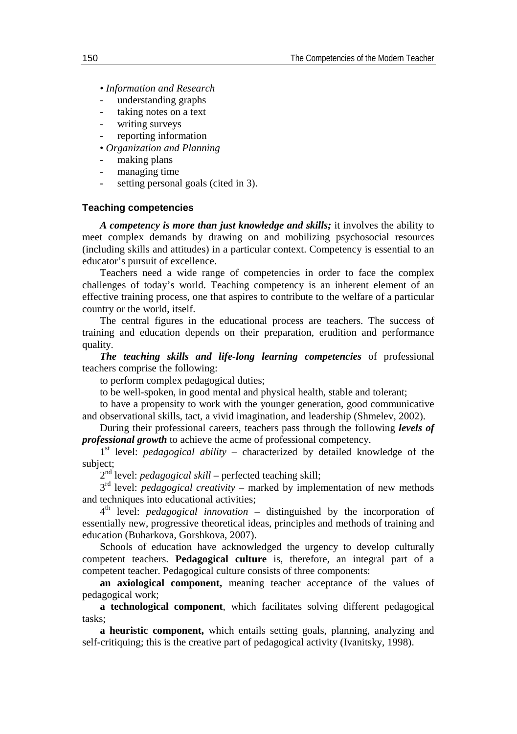- *Information and Research*
  - understanding graphs
  - taking notes on a text
  - writing surveys
  - reporting information
- *Organization and Planning*
  - making plans
  - managing time
  - setting personal goals (cited in 3).

### Teaching competencies

***A competency is more than just knowledge and skills;*** it involves the ability to meet complex demands by drawing on and mobilizing psychosocial resources (including skills and attitudes) in a particular context. Competency is essential to an educator's pursuit of excellence.

Teachers need a wide range of competencies in order to face the complex challenges of today's world. Teaching competency is an inherent element of an effective training process, one that aspires to contribute to the welfare of a particular country or the world, itself.

The central figures in the educational process are teachers. The success of training and education depends on their preparation, erudition and performance quality.

***The teaching skills and life-long learning competencies*** of professional teachers comprise the following:

to perform complex pedagogical duties;

to be well-spoken, in good mental and physical health, stable and tolerant;

to have a propensity to work with the younger generation, good communicative and observational skills, tact, a vivid imagination, and leadership (Shmelev, 2002).

During their professional careers, teachers pass through the following ***levels of professional growth*** to achieve the acme of professional competency.

1st level: *pedagogical ability* – characterized by detailed knowledge of the subject;

2nd level: *pedagogical skill* – perfected teaching skill;

3rd level: *pedagogical creativity* – marked by implementation of new methods and techniques into educational activities;

4th level: *pedagogical innovation* – distinguished by the incorporation of essentially new, progressive theoretical ideas, principles and methods of training and education (Buharkova, Gorshkova, 2007).

Schools of education have acknowledged the urgency to develop culturally competent teachers. **Pedagogical culture** is, therefore, an integral part of a competent teacher. Pedagogical culture consists of three components:

**an axiological component,** meaning teacher acceptance of the values of pedagogical work;

**a technological component**, which facilitates solving different pedagogical tasks;

**a heuristic component,** which entails setting goals, planning, analyzing and self-critiquing; this is the creative part of pedagogical activity (Ivanitsky, 1998).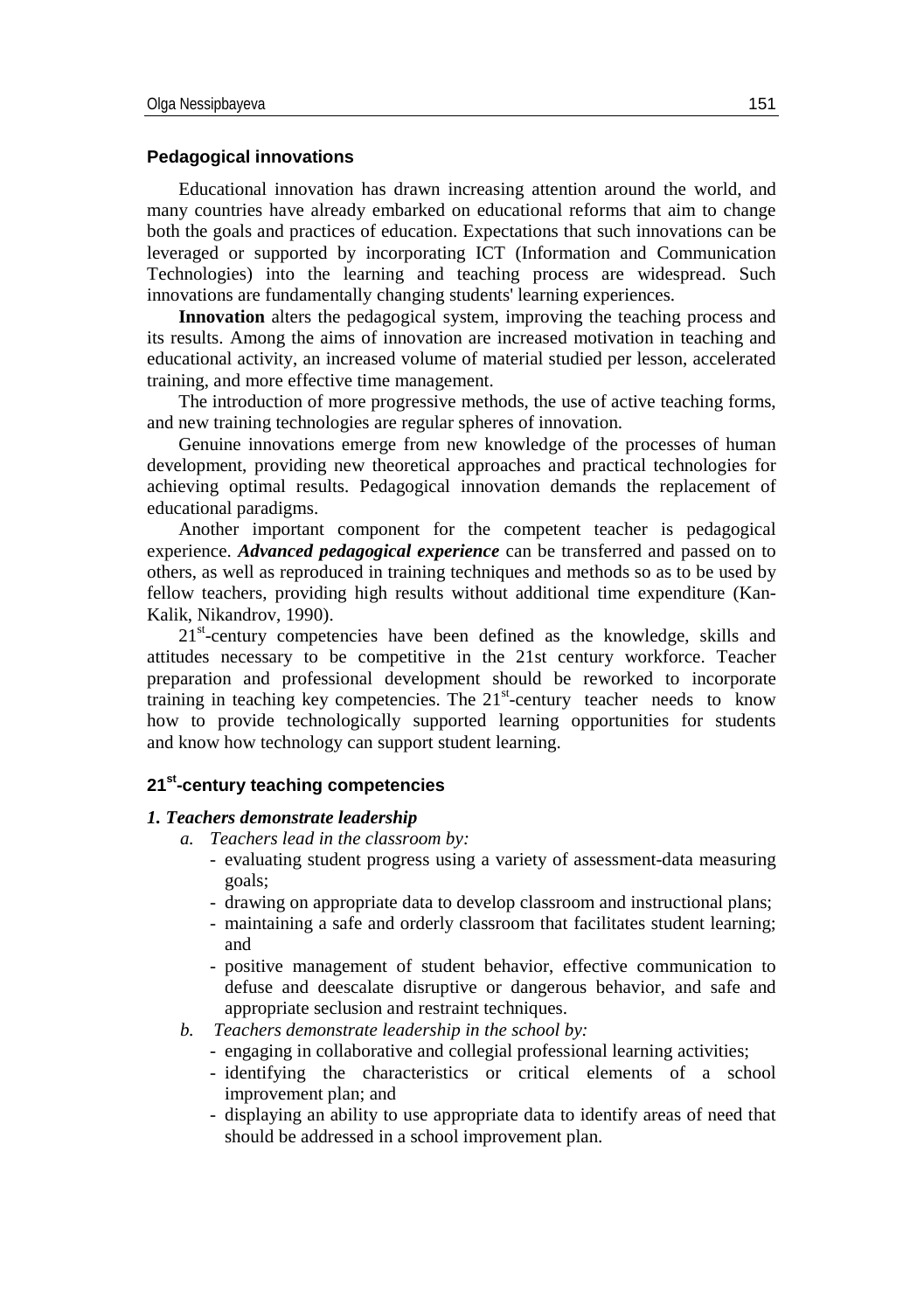## Pedagogical innovations

Educational innovation has drawn increasing attention around the world, and many countries have already embarked on educational reforms that aim to change both the goals and practices of education. Expectations that such innovations can be leveraged or supported by incorporating ICT (Information and Communication Technologies) into the learning and teaching process are widespread. Such innovations are fundamentally changing students' learning experiences.

**Innovation** alters the pedagogical system, improving the teaching process and its results. Among the aims of innovation are increased motivation in teaching and educational activity, an increased volume of material studied per lesson, accelerated training, and more effective time management.

The introduction of more progressive methods, the use of active teaching forms, and new training technologies are regular spheres of innovation.

Genuine innovations emerge from new knowledge of the processes of human development, providing new theoretical approaches and practical technologies for achieving optimal results. Pedagogical innovation demands the replacement of educational paradigms.

Another important component for the competent teacher is pedagogical experience. ***Advanced pedagogical experience*** can be transferred and passed on to others, as well as reproduced in training techniques and methods so as to be used by fellow teachers, providing high results without additional time expenditure (Kan-Kalik, Nikandrov, 1990).

21st-century competencies have been defined as the knowledge, skills and attitudes necessary to be competitive in the 21st century workforce. Teacher preparation and professional development should be reworked to incorporate training in teaching key competencies. The 21st-century teacher needs to know how to provide technologically supported learning opportunities for students and know how technology can support student learning.

## 21st-century teaching competencies

### *1. Teachers demonstrate leadership*

*a. Teachers lead in the classroom by:*

- evaluating student progress using a variety of assessment-data measuring goals;
- drawing on appropriate data to develop classroom and instructional plans;
- maintaining a safe and orderly classroom that facilitates student learning; and
- positive management of student behavior, effective communication to defuse and deescalate disruptive or dangerous behavior, and safe and appropriate seclusion and restraint techniques.

*b. Teachers demonstrate leadership in the school by:*

- engaging in collaborative and collegial professional learning activities;
- identifying the characteristics or critical elements of a school improvement plan; and
- displaying an ability to use appropriate data to identify areas of need that should be addressed in a school improvement plan.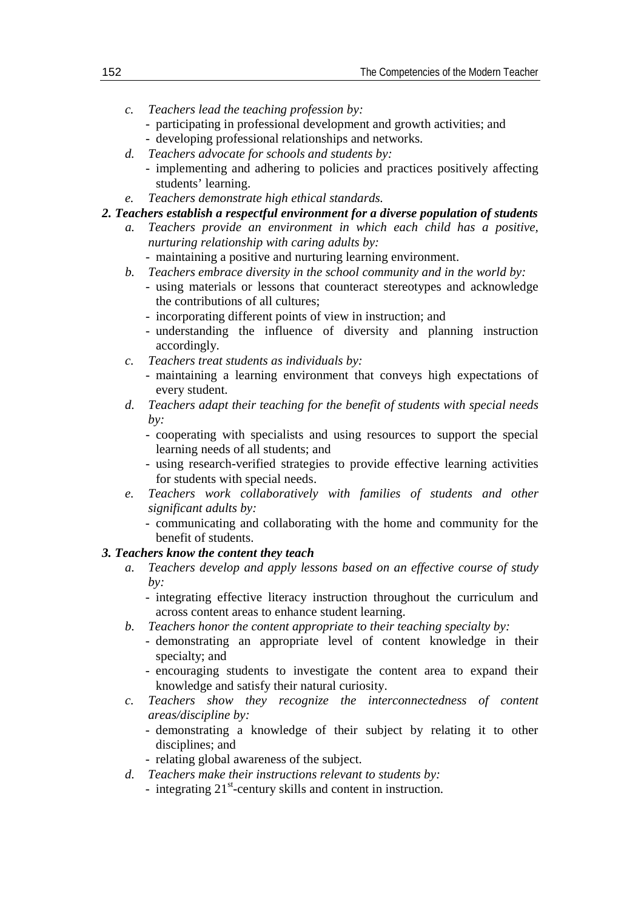c. *Teachers lead the teaching profession by:*
   - participating in professional development and growth activities; and
   - developing professional relationships and networks.

d. *Teachers advocate for schools and students by:*
   - implementing and adhering to policies and practices positively affecting students' learning.

e. *Teachers demonstrate high ethical standards.*

***2. Teachers establish a respectful environment for a diverse population of students***

a. *Teachers provide an environment in which each child has a positive, nurturing relationship with caring adults by:*
   - maintaining a positive and nurturing learning environment.

b. *Teachers embrace diversity in the school community and in the world by:*
   - using materials or lessons that counteract stereotypes and acknowledge the contributions of all cultures;
   - incorporating different points of view in instruction; and
   - understanding the influence of diversity and planning instruction accordingly.

c. *Teachers treat students as individuals by:*
   - maintaining a learning environment that conveys high expectations of every student.

d. *Teachers adapt their teaching for the benefit of students with special needs by:*
   - cooperating with specialists and using resources to support the special learning needs of all students; and
   - using research-verified strategies to provide effective learning activities for students with special needs.

e. *Teachers work collaboratively with families of students and other significant adults by:*
   - communicating and collaborating with the home and community for the benefit of students.

***3. Teachers know the content they teach***

a. *Teachers develop and apply lessons based on an effective course of study by:*
   - integrating effective literacy instruction throughout the curriculum and across content areas to enhance student learning.

b. *Teachers honor the content appropriate to their teaching specialty by:*
   - demonstrating an appropriate level of content knowledge in their specialty; and
   - encouraging students to investigate the content area to expand their knowledge and satisfy their natural curiosity.

c. *Teachers show they recognize the interconnectedness of content areas/discipline by:*
   - demonstrating a knowledge of their subject by relating it to other disciplines; and
   - relating global awareness of the subject.

d. *Teachers make their instructions relevant to students by:*
   - integrating 21st-century skills and content in instruction.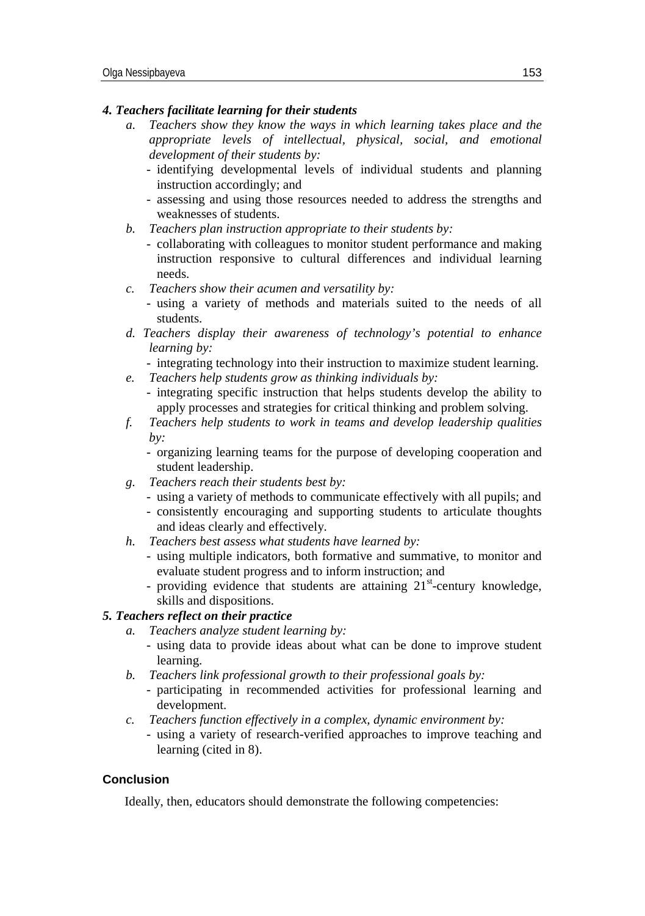***4. Teachers facilitate learning for their students***

*a. Teachers show they know the ways in which learning takes place and the appropriate levels of intellectual, physical, social, and emotional development of their students by:*

- identifying developmental levels of individual students and planning instruction accordingly; and
- assessing and using those resources needed to address the strengths and weaknesses of students.

*b. Teachers plan instruction appropriate to their students by:*

- collaborating with colleagues to monitor student performance and making instruction responsive to cultural differences and individual learning needs.

*c. Teachers show their acumen and versatility by:*

- using a variety of methods and materials suited to the needs of all students.

*d. Teachers display their awareness of technology's potential to enhance learning by:*

- integrating technology into their instruction to maximize student learning.

*e. Teachers help students grow as thinking individuals by:*

- integrating specific instruction that helps students develop the ability to apply processes and strategies for critical thinking and problem solving.

*f. Teachers help students to work in teams and develop leadership qualities by:*

- organizing learning teams for the purpose of developing cooperation and student leadership.

*g. Teachers reach their students best by:*

- using a variety of methods to communicate effectively with all pupils; and
- consistently encouraging and supporting students to articulate thoughts and ideas clearly and effectively.

*h. Teachers best assess what students have learned by:*

- using multiple indicators, both formative and summative, to monitor and evaluate student progress and to inform instruction; and
- providing evidence that students are attaining 21st-century knowledge, skills and dispositions.

***5. Teachers reflect on their practice***

*a. Teachers analyze student learning by:*

- using data to provide ideas about what can be done to improve student learning.

*b. Teachers link professional growth to their professional goals by:*

- participating in recommended activities for professional learning and development.

*c. Teachers function effectively in a complex, dynamic environment by:*

- using a variety of research-verified approaches to improve teaching and learning (cited in 8).

## Conclusion

Ideally, then, educators should demonstrate the following competencies: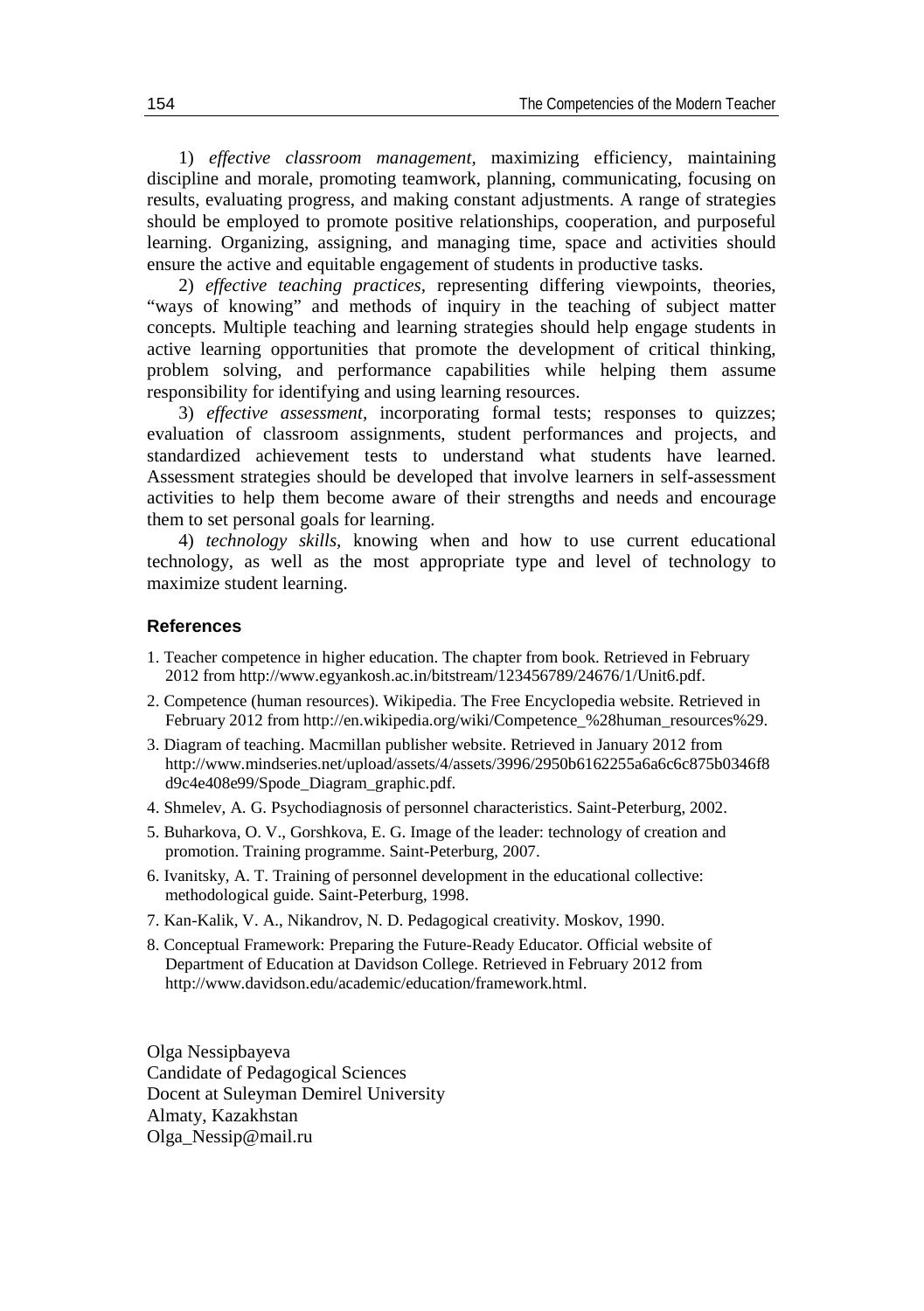1) *effective classroom management*, maximizing efficiency, maintaining discipline and morale, promoting teamwork, planning, communicating, focusing on results, evaluating progress, and making constant adjustments. A range of strategies should be employed to promote positive relationships, cooperation, and purposeful learning. Organizing, assigning, and managing time, space and activities should ensure the active and equitable engagement of students in productive tasks.

2) *effective teaching practices*, representing differing viewpoints, theories, "ways of knowing" and methods of inquiry in the teaching of subject matter concepts. Multiple teaching and learning strategies should help engage students in active learning opportunities that promote the development of critical thinking, problem solving, and performance capabilities while helping them assume responsibility for identifying and using learning resources.

3) *effective assessment*, incorporating formal tests; responses to quizzes; evaluation of classroom assignments, student performances and projects, and standardized achievement tests to understand what students have learned. Assessment strategies should be developed that involve learners in self-assessment activities to help them become aware of their strengths and needs and encourage them to set personal goals for learning.

4) *technology skills*, knowing when and how to use current educational technology, as well as the most appropriate type and level of technology to maximize student learning.

## References

1. Teacher competence in higher education. The chapter from book. Retrieved in February 2012 from http://www.egyankosh.ac.in/bitstream/123456789/24676/1/Unit6.pdf.
2. Competence (human resources). Wikipedia. The Free Encyclopedia website. Retrieved in February 2012 from http://en.wikipedia.org/wiki/Competence_%28human_resources%29.
3. Diagram of teaching. Macmillan publisher website. Retrieved in January 2012 from http://www.mindseries.net/upload/assets/4/assets/3996/2950b6162255a6a6c6c875b0346f8d9c4e408e99/Spode_Diagram_graphic.pdf.
4. Shmelev, A. G. Psychodiagnosis of personnel characteristics. Saint-Peterburg, 2002.
5. Buharkova, O. V., Gorshkova, E. G. Image of the leader: technology of creation and promotion. Training programme. Saint-Peterburg, 2007.
6. Ivanitsky, A. T. Training of personnel development in the educational collective: methodological guide. Saint-Peterburg, 1998.
7. Kan-Kalik, V. A., Nikandrov, N. D. Pedagogical creativity. Moskov, 1990.
8. Conceptual Framework: Preparing the Future-Ready Educator. Official website of Department of Education at Davidson College. Retrieved in February 2012 from http://www.davidson.edu/academic/education/framework.html.

Olga Nessipbayeva
Candidate of Pedagogical Sciences
Docent at Suleyman Demirel University
Almaty, Kazakhstan
Olga_Nessip@mail.ru